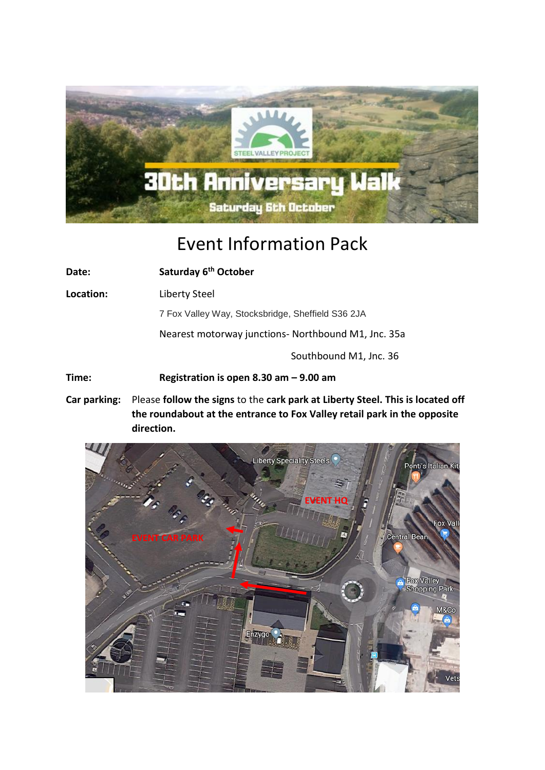# Event Information Pack

**Date:** **Saturday 6th October**

**Location:** Liberty Steel

7 Fox Valley Way, Stocksbridge, Sheffield S36 2JA

Nearest motorway junctions- Northbound M1, Jnc. 35a

Southbound M1, Jnc. 36

**Time:** **Registration is open 8.30 am – 9.00 am**

**Car parking:** Please **follow the signs** to the **cark park at Liberty Steel. This is located off the roundabout at the entrance to Fox Valley retail park in the opposite direction.**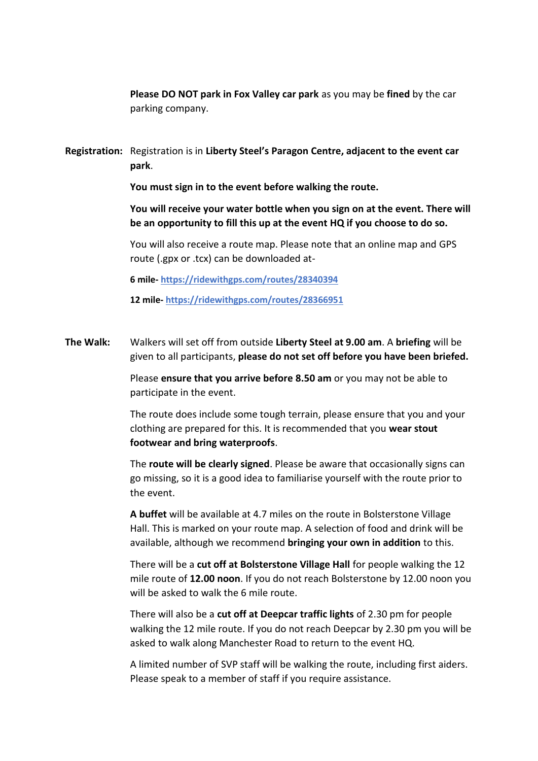Please **DO NOT park in Fox Valley car park** as you may be **fined** by the car parking company.

**Registration:** Registration is in **Liberty Steel's Paragon Centre, adjacent to the event car park**.

**You must sign in to the event before walking the route.**

**You will receive your water bottle when you sign on at the event. There will be an opportunity to fill this up at the event HQ if you choose to do so.**

You will also receive a route map. Please note that an online map and GPS route (.gpx or .tcx) can be downloaded at-

**6 mile- [https://ridewithgps.com/routes/28340394](https://ridewithgps.com/routes/28340394)**

**12 mile- [https://ridewithgps.com/routes/28366951](https://ridewithgps.com/routes/28366951)**

**The Walk:** Walkers will set off from outside **Liberty Steel at 9.00 am**. A **briefing** will be given to all participants, **please do not set off before you have been briefed.**

Please **ensure that you arrive before 8.50 am** or you may not be able to participate in the event.

The route does include some tough terrain, please ensure that you and your clothing are prepared for this. It is recommended that you **wear stout footwear and bring waterproofs**.

The **route will be clearly signed**. Please be aware that occasionally signs can go missing, so it is a good idea to familiarise yourself with the route prior to the event.

**A buffet** will be available at 4.7 miles on the route in Bolsterstone Village Hall. This is marked on your route map. A selection of food and drink will be available, although we recommend **bringing your own in addition** to this.

There will be a **cut off at Bolsterstone Village Hall** for people walking the 12 mile route of **12.00 noon**. If you do not reach Bolsterstone by 12.00 noon you will be asked to walk the 6 mile route.

There will also be a **cut off at Deepcar traffic lights** of 2.30 pm for people walking the 12 mile route. If you do not reach Deepcar by 2.30 pm you will be asked to walk along Manchester Road to return to the event HQ.

A limited number of SVP staff will be walking the route, including first aiders. Please speak to a member of staff if you require assistance.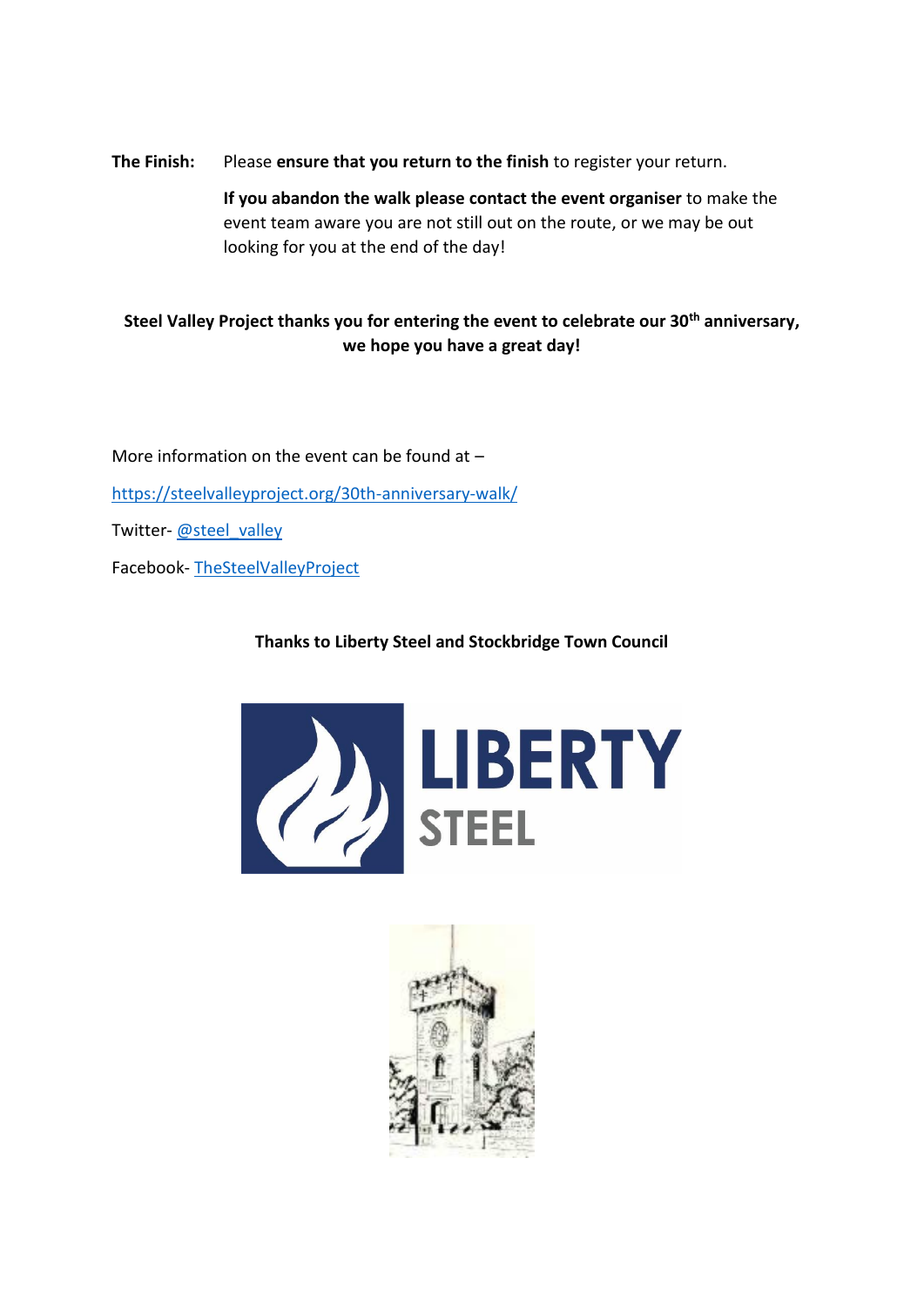**The Finish:** Please **ensure that you return to the finish** to register your return.

**If you abandon the walk please contact the event organiser** to make the event team aware you are not still out on the route, or we may be out looking for you at the end of the day!

**Steel Valley Project thanks you for entering the event to celebrate our 30th anniversary, we hope you have a great day!**

More information on the event can be found at –

https://steelvalleyproject.org/30th-anniversary-walk/

Twitter- @steel_valley

Facebook- TheSteelValleyProject

**Thanks to Liberty Steel and Stockbridge Town Council**

LIBERTY STEEL